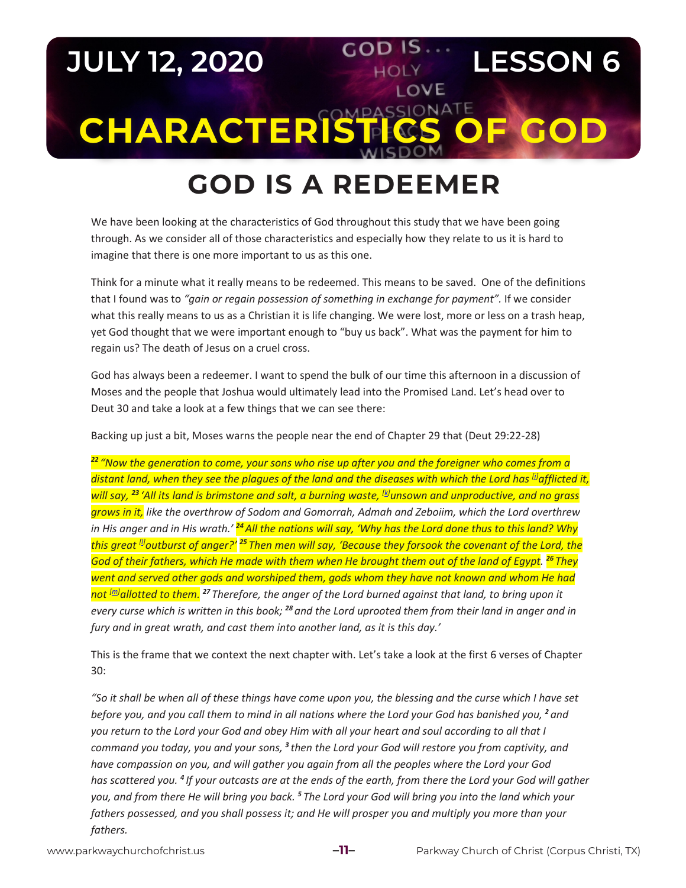# JULY 12, 2020 — LESSON 6

# CHARACTERISTICS OF GOD

## GOD IS A REDEEMER

We have been looking at the characteristics of God throughout this study that we have been going through. As we consider all of those characteristics and especially how they relate to us it is hard to imagine that there is one more important to us as this one.

Think for a minute what it really means to be redeemed. This means to be saved. One of the definitions that I found was to *"gain or regain possession of something in exchange for payment".* If we consider what this really means to us as a Christian it is life changing. We were lost, more or less on a trash heap, yet God thought that we were important enough to "buy us back". What was the payment for him to regain us? The death of Jesus on a cruel cross.

God has always been a redeemer. I want to spend the bulk of our time this afternoon in a discussion of Moses and the people that Joshua would ultimately lead into the Promised Land. Let's head over to Deut 30 and take a look at a few things that we can see there:

Backing up just a bit, Moses warns the people near the end of Chapter 29 that (Deut 29:22-28)

*[22] "Now the generation to come, your sons who rise up after you and the foreigner who comes from a distant land, when they see the plagues of the land and the diseases with which the Lord has [j]afflicted it, will say, [23] 'All its land is brimstone and salt, a burning waste, [k]unsown and unproductive, and no grass grows in it, like the overthrow of Sodom and Gomorrah, Admah and Zeboiim, which the Lord overthrew in His anger and in His wrath.' [24] All the nations will say, 'Why has the Lord done thus to this land? Why this great [l]outburst of anger?' [25] Then men will say, 'Because they forsook the covenant of the Lord, the God of their fathers, which He made with them when He brought them out of the land of Egypt. [26] They went and served other gods and worshiped them, gods whom they have not known and whom He had not [m]allotted to them. [27] Therefore, the anger of the Lord burned against that land, to bring upon it every curse which is written in this book; [28] and the Lord uprooted them from their land in anger and in fury and in great wrath, and cast them into another land, as it is this day.'*

This is the frame that we context the next chapter with. Let's take a look at the first 6 verses of Chapter 30:

*"So it shall be when all of these things have come upon you, the blessing and the curse which I have set before you, and you call them to mind in all nations where the Lord your God has banished you, [2] and you return to the Lord your God and obey Him with all your heart and soul according to all that I command you today, you and your sons, [3] then the Lord your God will restore you from captivity, and have compassion on you, and will gather you again from all the peoples where the Lord your God has scattered you. [4] If your outcasts are at the ends of the earth, from there the Lord your God will gather you, and from there He will bring you back. [5] The Lord your God will bring you into the land which your fathers possessed, and you shall possess it; and He will prosper you and multiply you more than your fathers.*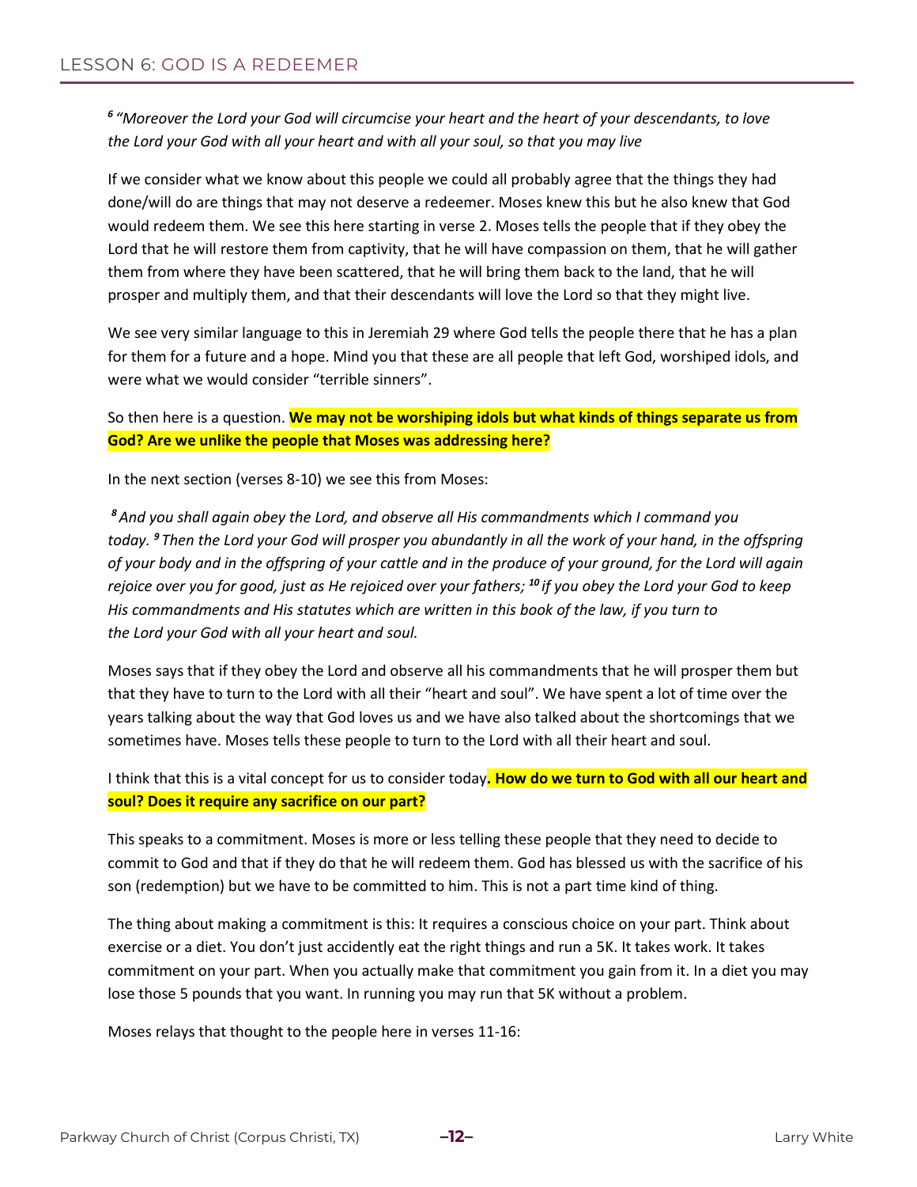*[6] "Moreover the Lord your God will circumcise your heart and the heart of your descendants, to love the Lord your God with all your heart and with all your soul, so that you may live*

If we consider what we know about this people we could all probably agree that the things they had done/will do are things that may not deserve a redeemer. Moses knew this but he also knew that God would redeem them. We see this here starting in verse 2. Moses tells the people that if they obey the Lord that he will restore them from captivity, that he will have compassion on them, that he will gather them from where they have been scattered, that he will bring them back to the land, that he will prosper and multiply them, and that their descendants will love the Lord so that they might live.

We see very similar language to this in Jeremiah 29 where God tells the people there that he has a plan for them for a future and a hope. Mind you that these are all people that left God, worshiped idols, and were what we would consider "terrible sinners".

So then here is a question. **We may not be worshiping idols but what kinds of things separate us from God? Are we unlike the people that Moses was addressing here?**

In the next section (verses 8-10) we see this from Moses:

*[8] And you shall again obey the Lord, and observe all His commandments which I command you today. [9] Then the Lord your God will prosper you abundantly in all the work of your hand, in the offspring of your body and in the offspring of your cattle and in the produce of your ground, for the Lord will again rejoice over you for good, just as He rejoiced over your fathers; [10] if you obey the Lord your God to keep His commandments and His statutes which are written in this book of the law, if you turn to the Lord your God with all your heart and soul.*

Moses says that if they obey the Lord and observe all his commandments that he will prosper them but that they have to turn to the Lord with all their "heart and soul". We have spent a lot of time over the years talking about the way that God loves us and we have also talked about the shortcomings that we sometimes have. Moses tells these people to turn to the Lord with all their heart and soul.

I think that this is a vital concept for us to consider today**. How do we turn to God with all our heart and soul? Does it require any sacrifice on our part?**

This speaks to a commitment. Moses is more or less telling these people that they need to decide to commit to God and that if they do that he will redeem them. God has blessed us with the sacrifice of his son (redemption) but we have to be committed to him. This is not a part time kind of thing.

The thing about making a commitment is this: It requires a conscious choice on your part. Think about exercise or a diet. You don't just accidently eat the right things and run a 5K. It takes work. It takes commitment on your part. When you actually make that commitment you gain from it. In a diet you may lose those 5 pounds that you want. In running you may run that 5K without a problem.

Moses relays that thought to the people here in verses 11-16: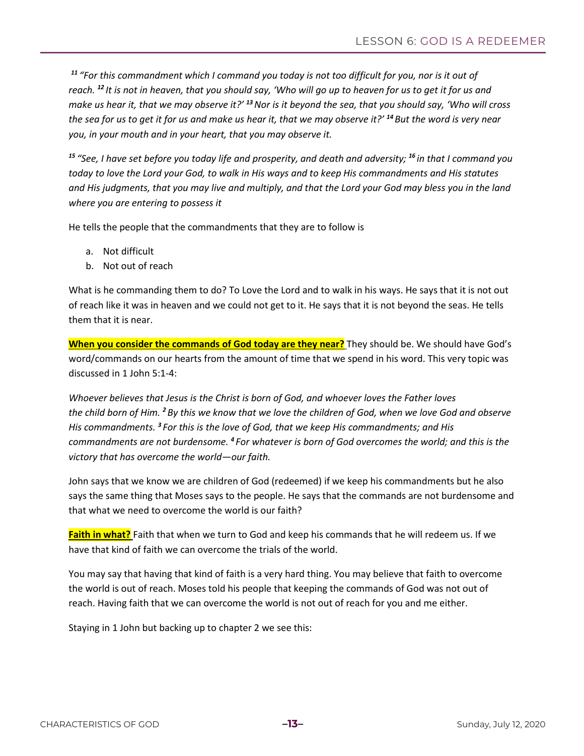*[11] "For this commandment which I command you today is not too difficult for you, nor is it out of reach. [12] It is not in heaven, that you should say, 'Who will go up to heaven for us to get it for us and make us hear it, that we may observe it?' [13] Nor is it beyond the sea, that you should say, 'Who will cross the sea for us to get it for us and make us hear it, that we may observe it?' [14] But the word is very near you, in your mouth and in your heart, that you may observe it.*

*[15] "See, I have set before you today life and prosperity, and death and adversity; [16] in that I command you today to love the Lord your God, to walk in His ways and to keep His commandments and His statutes and His judgments, that you may live and multiply, and that the Lord your God may bless you in the land where you are entering to possess it*

He tells the people that the commandments that they are to follow is

a. Not difficult
b. Not out of reach

What is he commanding them to do? To Love the Lord and to walk in his ways. He says that it is not out of reach like it was in heaven and we could not get to it. He says that it is not beyond the seas. He tells them that it is near.

**When you consider the commands of God today are they near?** They should be. We should have God's word/commands on our hearts from the amount of time that we spend in his word. This very topic was discussed in 1 John 5:1-4:

*Whoever believes that Jesus is the Christ is born of God, and whoever loves the Father loves the child born of Him. [2] By this we know that we love the children of God, when we love God and observe His commandments. [3] For this is the love of God, that we keep His commandments; and His commandments are not burdensome. [4] For whatever is born of God overcomes the world; and this is the victory that has overcome the world—our faith.*

John says that we know we are children of God (redeemed) if we keep his commandments but he also says the same thing that Moses says to the people. He says that the commands are not burdensome and that what we need to overcome the world is our faith?

**Faith in what?** Faith that when we turn to God and keep his commands that he will redeem us. If we have that kind of faith we can overcome the trials of the world.

You may say that having that kind of faith is a very hard thing. You may believe that faith to overcome the world is out of reach. Moses told his people that keeping the commands of God was not out of reach. Having faith that we can overcome the world is not out of reach for you and me either.

Staying in 1 John but backing up to chapter 2 we see this: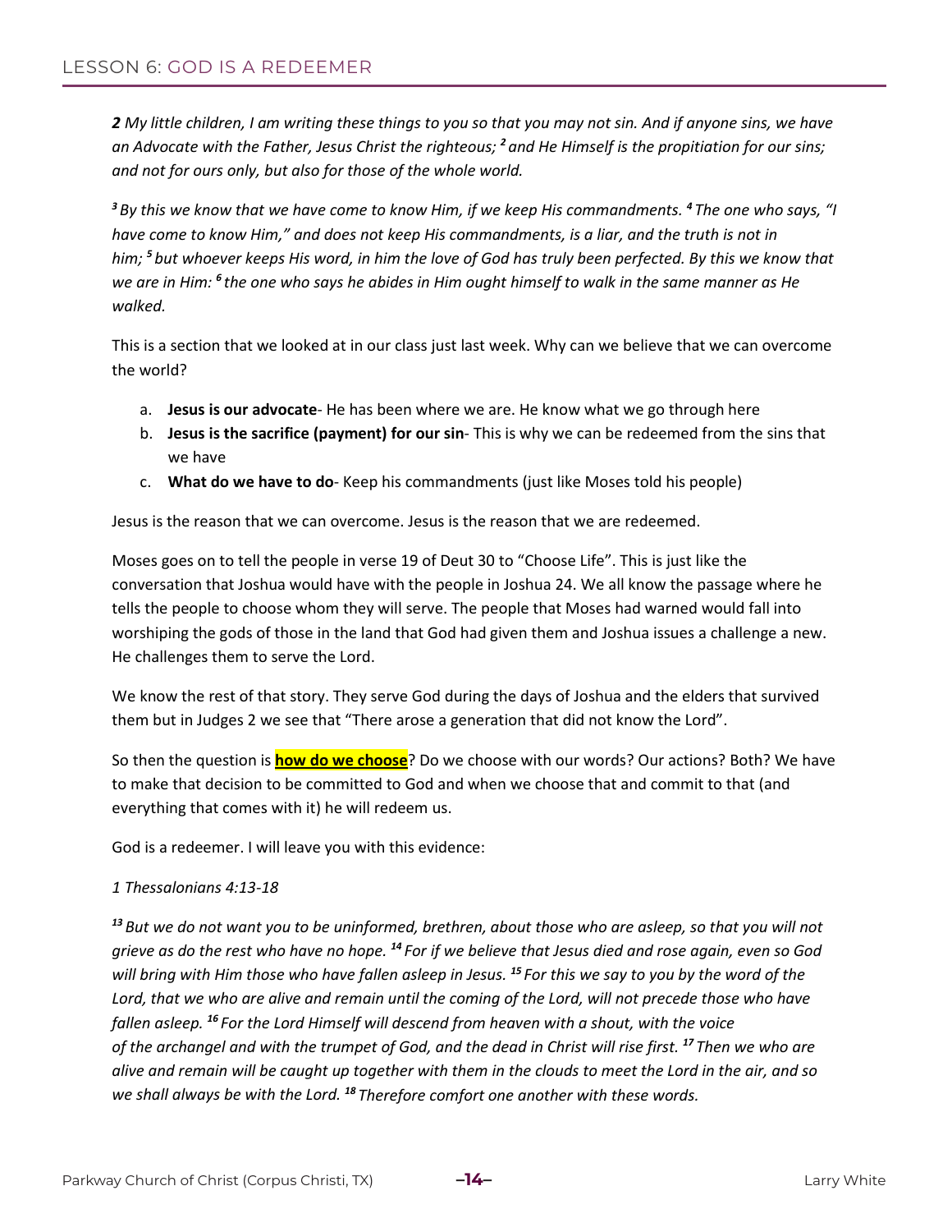*__2__ My little children, I am writing these things to you so that you may not sin. And if anyone sins, we have an Advocate with the Father, Jesus Christ the righteous; [2] and He Himself is the propitiation for our sins; and not for ours only, but also for those of the whole world.*

*[3] By this we know that we have come to know Him, if we keep His commandments. [4] The one who says, "I have come to know Him," and does not keep His commandments, is a liar, and the truth is not in him; [5] but whoever keeps His word, in him the love of God has truly been perfected. By this we know that we are in Him: [6] the one who says he abides in Him ought himself to walk in the same manner as He walked.*

This is a section that we looked at in our class just last week. Why can we believe that we can overcome the world?

a. **Jesus is our advocate**- He has been where we are. He know what we go through here
b. **Jesus is the sacrifice (payment) for our sin**- This is why we can be redeemed from the sins that we have
c. **What do we have to do**- Keep his commandments (just like Moses told his people)

Jesus is the reason that we can overcome. Jesus is the reason that we are redeemed.

Moses goes on to tell the people in verse 19 of Deut 30 to "Choose Life". This is just like the conversation that Joshua would have with the people in Joshua 24. We all know the passage where he tells the people to choose whom they will serve. The people that Moses had warned would fall into worshiping the gods of those in the land that God had given them and Joshua issues a challenge a new. He challenges them to serve the Lord.

We know the rest of that story. They serve God during the days of Joshua and the elders that survived them but in Judges 2 we see that "There arose a generation that did not know the Lord".

So then the question is **<u>how do we choose</u>**? Do we choose with our words? Our actions? Both? We have to make that decision to be committed to God and when we choose that and commit to that (and everything that comes with it) he will redeem us.

God is a redeemer. I will leave you with this evidence:

*1 Thessalonians 4:13-18*

*[13] But we do not want you to be uninformed, brethren, about those who are asleep, so that you will not grieve as do the rest who have no hope. [14] For if we believe that Jesus died and rose again, even so God will bring with Him those who have fallen asleep in Jesus. [15] For this we say to you by the word of the Lord, that we who are alive and remain until the coming of the Lord, will not precede those who have fallen asleep. [16] For the Lord Himself will descend from heaven with a shout, with the voice of the archangel and with the trumpet of God, and the dead in Christ will rise first. [17] Then we who are alive and remain will be caught up together with them in the clouds to meet the Lord in the air, and so we shall always be with the Lord. [18] Therefore comfort one another with these words.*